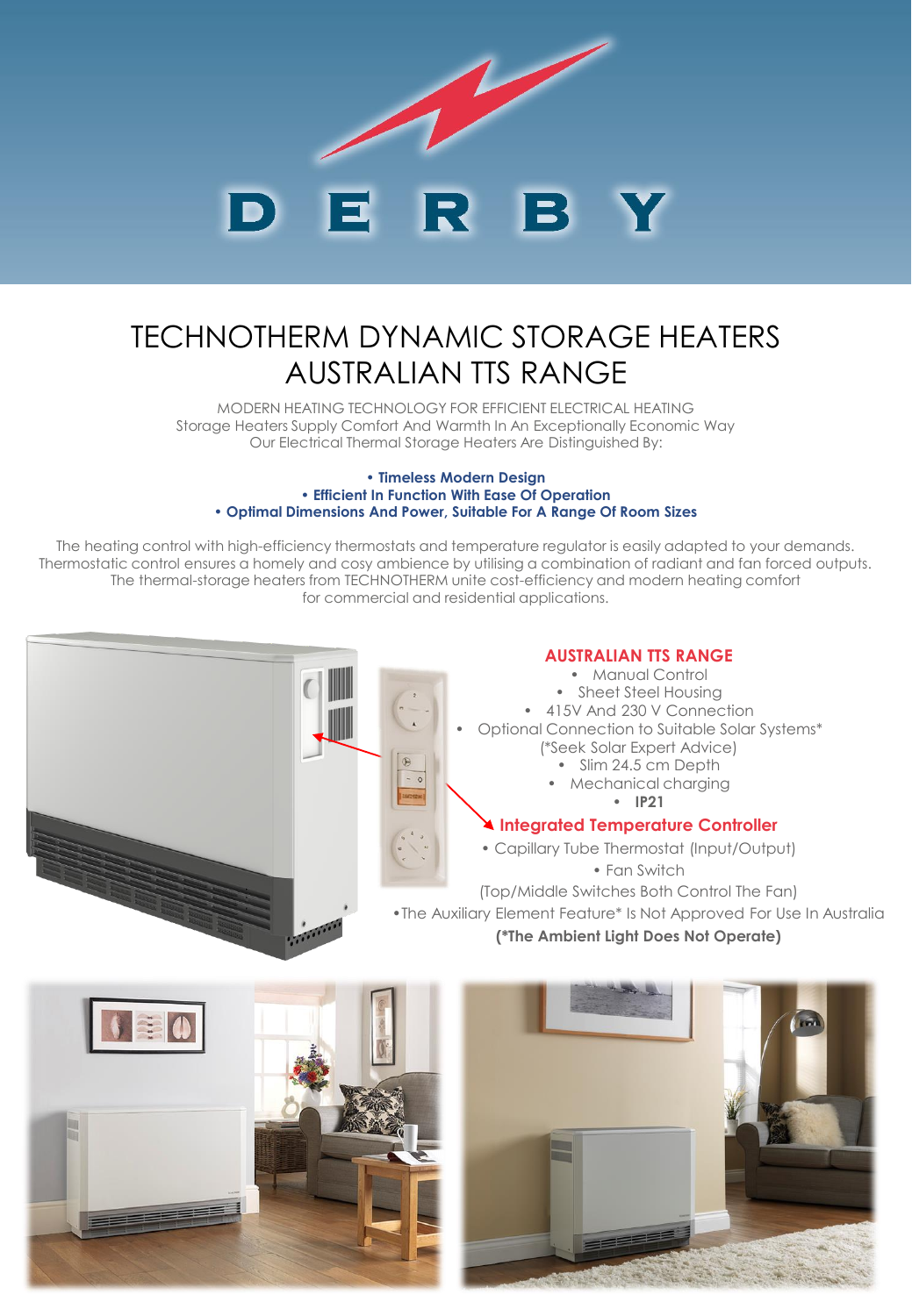# DERBY

# TECHNOTHERM DYNAMIC STORAGE HEATERS AUSTRALIAN TTS RANGE

MODERN HEATING TECHNOLOGY FOR EFFICIENT ELECTRICAL HEATING
Storage Heaters Supply Comfort And Warmth In An Exceptionally Economic Way
Our Electrical Thermal Storage Heaters Are Distinguished By:

- **Timeless Modern Design**
- **Efficient In Function With Ease Of Operation**
- **Optimal Dimensions And Power, Suitable For A Range Of Room Sizes**

The heating control with high-efficiency thermostats and temperature regulator is easily adapted to your demands. Thermostatic control ensures a homely and cosy ambience by utilising a combination of radiant and fan forced outputs. The thermal-storage heaters from TECHNOTHERM unite cost-efficiency and modern heating comfort for commercial and residential applications.

## AUSTRALIAN TTS RANGE

- Manual Control
- Sheet Steel Housing
- 415V And 230 V Connection
- Optional Connection to Suitable Solar Systems*
  (*Seek Solar Expert Advice)
- Slim 24.5 cm Depth
- Mechanical charging
- **IP21**

### Integrated Temperature Controller

- Capillary Tube Thermostat (Input/Output)
- Fan Switch
  (Top/Middle Switches Both Control The Fan)
- The Auxiliary Element Feature* Is Not Approved For Use In Australia

**(*The Ambient Light Does Not Operate)**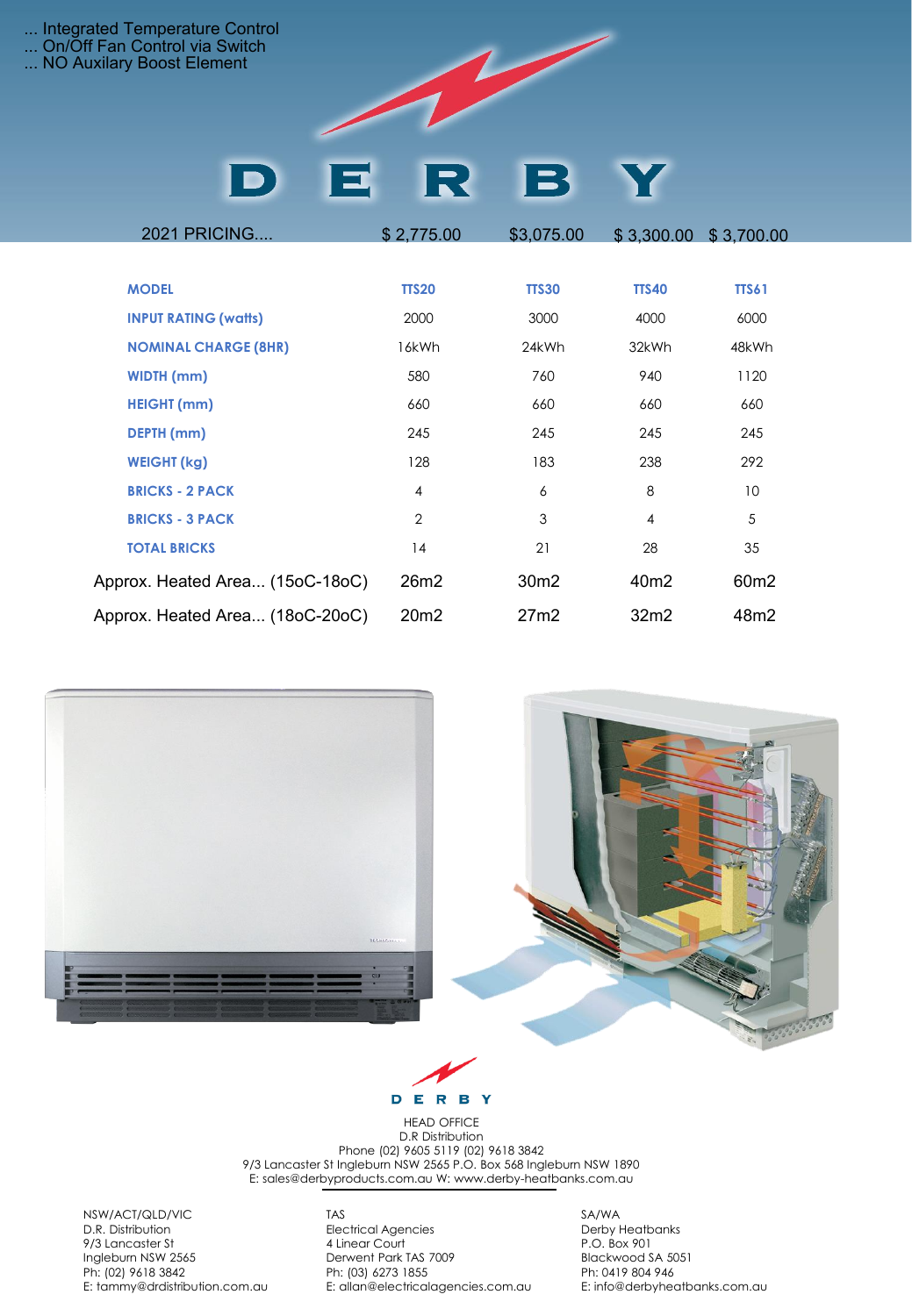... Integrated Temperature Control
... On/Off Fan Control via Switch
... NO Auxilary Boost Element

# DERBY

| 2021 PRICING.... | $ 2,775.00 | $3,075.00 | $ 3,300.00 | $ 3,700.00 |
|---|---|---|---|---|
| **MODEL** | **TTS20** | **TTS30** | **TTS40** | **TTS61** |
| **INPUT RATING (watts)** | 2000 | 3000 | 4000 | 6000 |
| **NOMINAL CHARGE (8HR)** | 16kWh | 24kWh | 32kWh | 48kWh |
| **WIDTH (mm)** | 580 | 760 | 940 | 1120 |
| **HEIGHT (mm)** | 660 | 660 | 660 | 660 |
| **DEPTH (mm)** | 245 | 245 | 245 | 245 |
| **WEIGHT (kg)** | 128 | 183 | 238 | 292 |
| **BRICKS - 2 PACK** | 4 | 6 | 8 | 10 |
| **BRICKS - 3 PACK** | 2 | 3 | 4 | 5 |
| **TOTAL BRICKS** | 14 | 21 | 28 | 35 |
| Approx. Heated Area... (15oC-18oC) | 26m2 | 30m2 | 40m2 | 60m2 |
| Approx. Heated Area... (18oC-20oC) | 20m2 | 27m2 | 32m2 | 48m2 |

DERBY

HEAD OFFICE
D.R Distribution
Phone (02) 9605 5119 (02) 9618 3842
9/3 Lancaster St Ingleburn NSW 2565 P.O. Box 568 Ingleburn NSW 1890
E: sales@derbyproducts.com.au W: www.derby-heatbanks.com.au

NSW/ACT/QLD/VIC
D.R. Distribution
9/3 Lancaster St
Ingleburn NSW 2565
Ph: (02) 9618 3842
E: tammy@drdistribution.com.au

TAS
Electrical Agencies
4 Linear Court
Derwent Park TAS 7009
Ph: (03) 6273 1855
E: allan@electricalagencies.com.au

SA/WA
Derby Heatbanks
P.O. Box 901
Blackwood SA 5051
Ph: 0419 804 946
E: info@derbyheatbanks.com.au